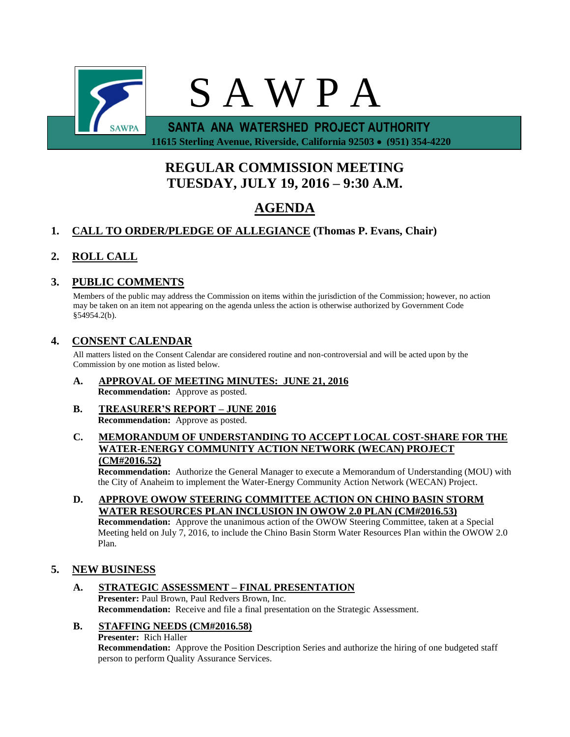# S A W P A

**SANTA ANA WATERSHED PROJECT AUTHORITY**

**11615 Sterling Avenue, Riverside, California 92503 • (951) 354-4220**

## REGULAR COMMISSION MEETING
## TUESDAY, JULY 19, 2016 – 9:30 A.M.

## AGENDA

**1. CALL TO ORDER/PLEDGE OF ALLEGIANCE (Thomas P. Evans, Chair)**

**2. ROLL CALL**

**3. PUBLIC COMMENTS**

Members of the public may address the Commission on items within the jurisdiction of the Commission; however, no action may be taken on an item not appearing on the agenda unless the action is otherwise authorized by Government Code §54954.2(b).

**4. CONSENT CALENDAR**

All matters listed on the Consent Calendar are considered routine and non-controversial and will be acted upon by the Commission by one motion as listed below.

**A. APPROVAL OF MEETING MINUTES: JUNE 21, 2016**
**Recommendation:** Approve as posted.

**B. TREASURER'S REPORT – JUNE 2016**
**Recommendation:** Approve as posted.

**C. MEMORANDUM OF UNDERSTANDING TO ACCEPT LOCAL COST-SHARE FOR THE WATER-ENERGY COMMUNITY ACTION NETWORK (WECAN) PROJECT (CM#2016.52)**
**Recommendation:** Authorize the General Manager to execute a Memorandum of Understanding (MOU) with the City of Anaheim to implement the Water-Energy Community Action Network (WECAN) Project.

**D. APPROVE OWOW STEERING COMMITTEE ACTION ON CHINO BASIN STORM WATER RESOURCES PLAN INCLUSION IN OWOW 2.0 PLAN (CM#2016.53)**
**Recommendation:** Approve the unanimous action of the OWOW Steering Committee, taken at a Special Meeting held on July 7, 2016, to include the Chino Basin Storm Water Resources Plan within the OWOW 2.0 Plan.

**5. NEW BUSINESS**

**A. STRATEGIC ASSESSMENT – FINAL PRESENTATION**
**Presenter:** Paul Brown, Paul Redvers Brown, Inc.
**Recommendation:** Receive and file a final presentation on the Strategic Assessment.

**B. STAFFING NEEDS (CM#2016.58)**
**Presenter:** Rich Haller
**Recommendation:** Approve the Position Description Series and authorize the hiring of one budgeted staff person to perform Quality Assurance Services.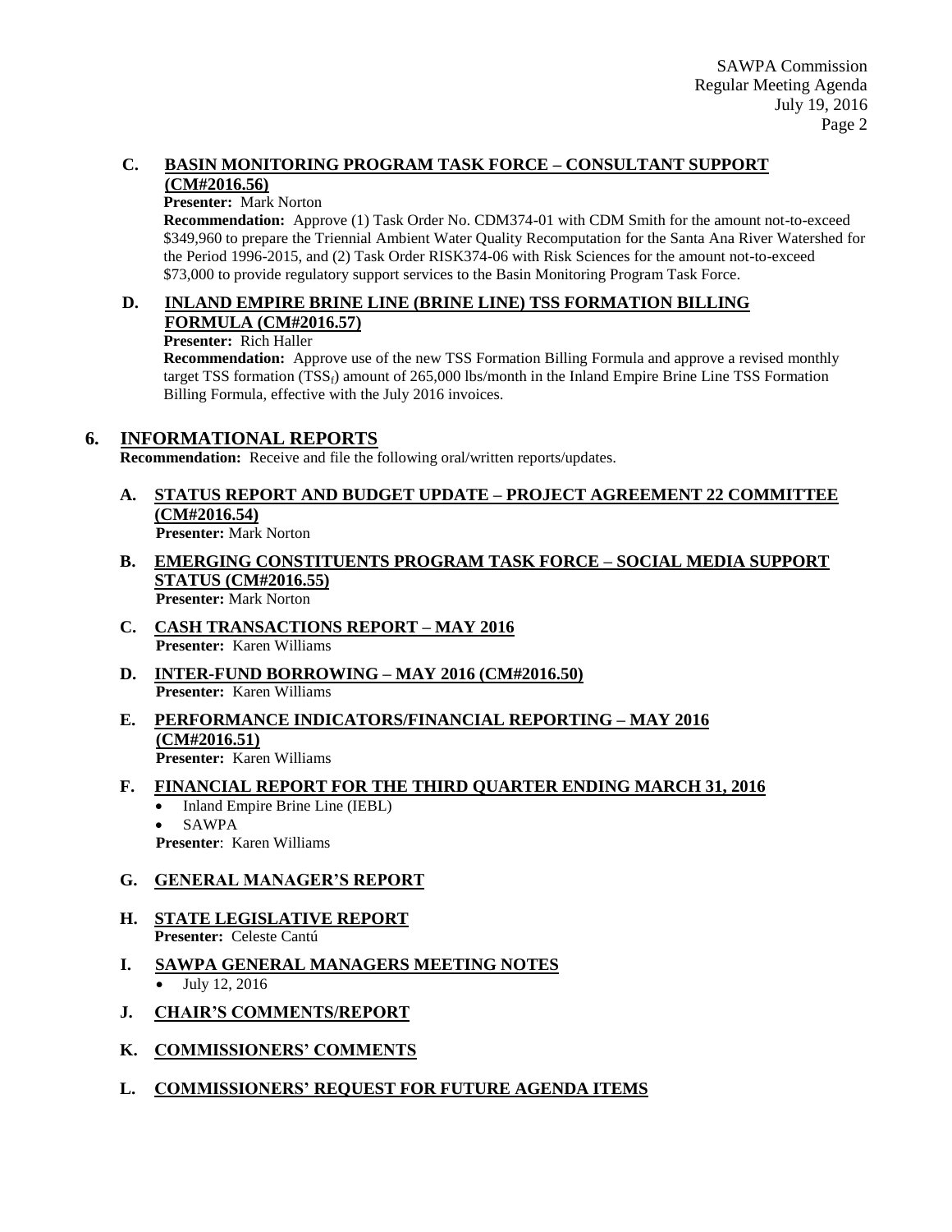### C. BASIN MONITORING PROGRAM TASK FORCE – CONSULTANT SUPPORT (CM#2016.56)

**Presenter:** Mark Norton

**Recommendation:** Approve (1) Task Order No. CDM374-01 with CDM Smith for the amount not-to-exceed $349,960 to prepare the Triennial Ambient Water Quality Recomputation for the Santa Ana River Watershed for the Period 1996-2015, and (2) Task Order RISK374-06 with Risk Sciences for the amount not-to-exceed $73,000 to provide regulatory support services to the Basin Monitoring Program Task Force.

### D. INLAND EMPIRE BRINE LINE (BRINE LINE) TSS FORMATION BILLING FORMULA (CM#2016.57)

**Presenter:** Rich Haller

**Recommendation:** Approve use of the new TSS Formation Billing Formula and approve a revised monthly target TSS formation ($TSS_f$) amount of 265,000 lbs/month in the Inland Empire Brine Line TSS Formation Billing Formula, effective with the July 2016 invoices.

## 6. INFORMATIONAL REPORTS

**Recommendation:** Receive and file the following oral/written reports/updates.

### A. STATUS REPORT AND BUDGET UPDATE – PROJECT AGREEMENT 22 COMMITTEE (CM#2016.54)

**Presenter:** Mark Norton

### B. EMERGING CONSTITUENTS PROGRAM TASK FORCE – SOCIAL MEDIA SUPPORT STATUS (CM#2016.55)

**Presenter:** Mark Norton

### C. CASH TRANSACTIONS REPORT – MAY 2016

**Presenter:** Karen Williams

### D. INTER-FUND BORROWING – MAY 2016 (CM#2016.50)

**Presenter:** Karen Williams

### E. PERFORMANCE INDICATORS/FINANCIAL REPORTING – MAY 2016 (CM#2016.51)

**Presenter:** Karen Williams

### F. FINANCIAL REPORT FOR THE THIRD QUARTER ENDING MARCH 31, 2016

- Inland Empire Brine Line (IEBL)
- SAWPA

**Presenter**: Karen Williams

### G. GENERAL MANAGER'S REPORT

### H. STATE LEGISLATIVE REPORT

**Presenter:** Celeste Cantú

### I. SAWPA GENERAL MANAGERS MEETING NOTES

- July 12, 2016

### J. CHAIR'S COMMENTS/REPORT

### K. COMMISSIONERS' COMMENTS

### L. COMMISSIONERS' REQUEST FOR FUTURE AGENDA ITEMS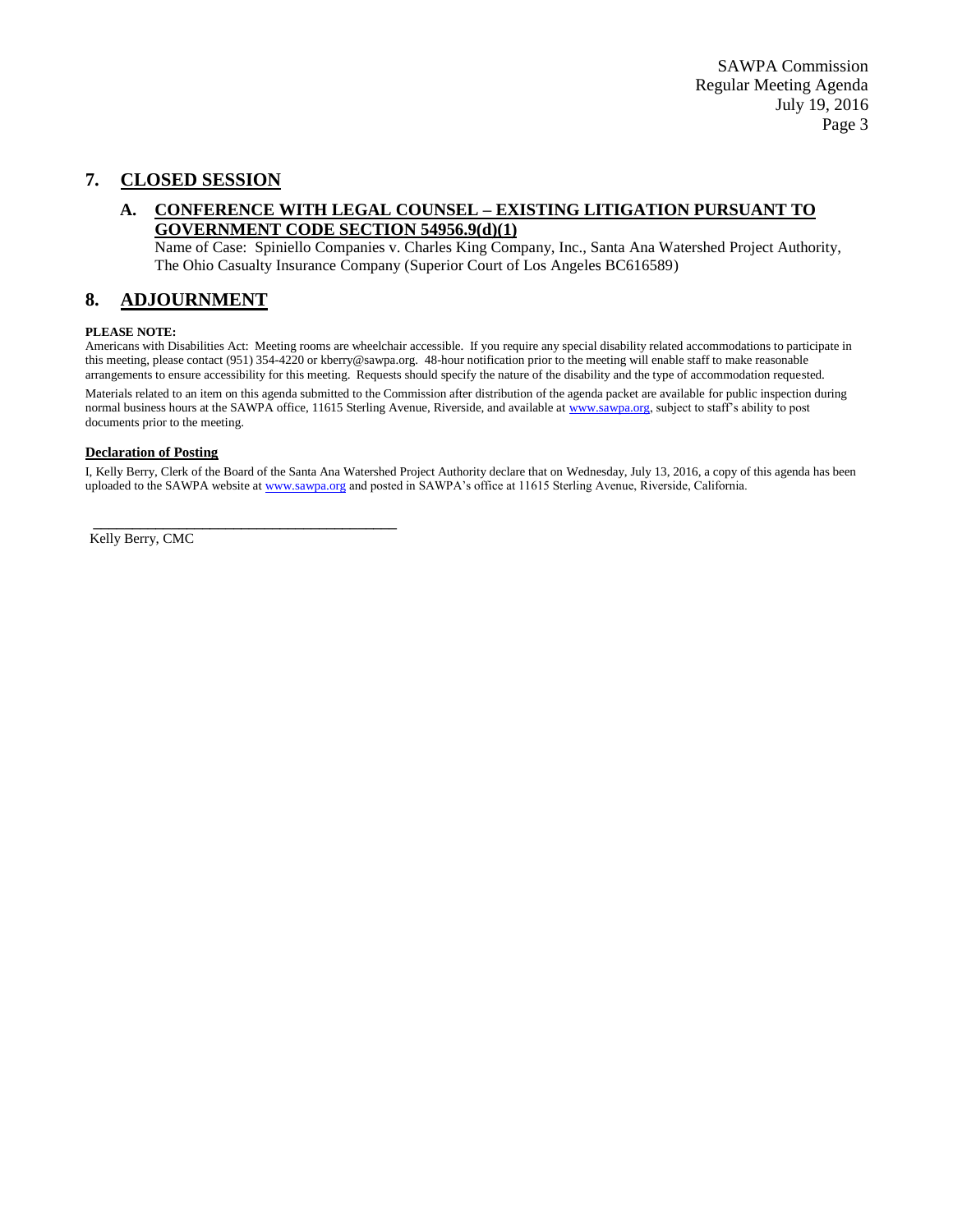## 7. CLOSED SESSION

### A. CONFERENCE WITH LEGAL COUNSEL – EXISTING LITIGATION PURSUANT TO GOVERNMENT CODE SECTION 54956.9(d)(1)

Name of Case: Spiniello Companies v. Charles King Company, Inc., Santa Ana Watershed Project Authority, The Ohio Casualty Insurance Company (Superior Court of Los Angeles BC616589)

## 8. ADJOURNMENT

**PLEASE NOTE:**

Americans with Disabilities Act: Meeting rooms are wheelchair accessible. If you require any special disability related accommodations to participate in this meeting, please contact (951) 354-4220 or kberry@sawpa.org. 48-hour notification prior to the meeting will enable staff to make reasonable arrangements to ensure accessibility for this meeting. Requests should specify the nature of the disability and the type of accommodation requested.

Materials related to an item on this agenda submitted to the Commission after distribution of the agenda packet are available for public inspection during normal business hours at the SAWPA office, 11615 Sterling Avenue, Riverside, and available at www.sawpa.org, subject to staff's ability to post documents prior to the meeting.

**Declaration of Posting**

I, Kelly Berry, Clerk of the Board of the Santa Ana Watershed Project Authority declare that on Wednesday, July 13, 2016, a copy of this agenda has been uploaded to the SAWPA website at www.sawpa.org and posted in SAWPA's office at 11615 Sterling Avenue, Riverside, California.

\_\_\_\_\_\_\_\_\_\_\_\_\_\_\_\_\_\_\_\_\_\_\_\_\_\_\_\_\_\_\_\_\_\_\_\_\_\_\_\_\_\_\_\_

Kelly Berry, CMC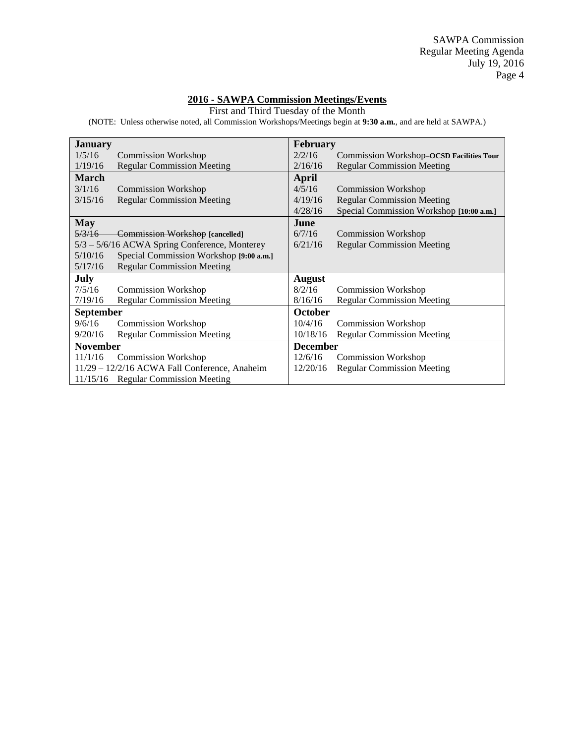## 2016 - SAWPA Commission Meetings/Events

First and Third Tuesday of the Month

(NOTE: Unless otherwise noted, all Commission Workshops/Meetings begin at **9:30 a.m.**, and are held at SAWPA.)

| | |
|---|---|
| **January** | **February** |
| 1/5/16 Commission Workshop | 2/2/16 Commission Workshop–**OCSD Facilities Tour** |
| 1/19/16 Regular Commission Meeting | 2/16/16 Regular Commission Meeting |
| **March** | **April** |
| 3/1/16 Commission Workshop | 4/5/16 Commission Workshop |
| 3/15/16 Regular Commission Meeting | 4/19/16 Regular Commission Meeting |
| | 4/28/16 Special Commission Workshop **[10:00 a.m.]** |
| **May** | **June** |
| ~~5/3/16 Commission Workshop~~ **[cancelled]** | 6/7/16 Commission Workshop |
| 5/3 – 5/6/16 ACWA Spring Conference, Monterey | 6/21/16 Regular Commission Meeting |
| 5/10/16 Special Commission Workshop **[9:00 a.m.]** | |
| 5/17/16 Regular Commission Meeting | |
| **July** | **August** |
| 7/5/16 Commission Workshop | 8/2/16 Commission Workshop |
| 7/19/16 Regular Commission Meeting | 8/16/16 Regular Commission Meeting |
| **September** | **October** |
| 9/6/16 Commission Workshop | 10/4/16 Commission Workshop |
| 9/20/16 Regular Commission Meeting | 10/18/16 Regular Commission Meeting |
| **November** | **December** |
| 11/1/16 Commission Workshop | 12/6/16 Commission Workshop |
| 11/29 – 12/2/16 ACWA Fall Conference, Anaheim | 12/20/16 Regular Commission Meeting |
| 11/15/16 Regular Commission Meeting | |